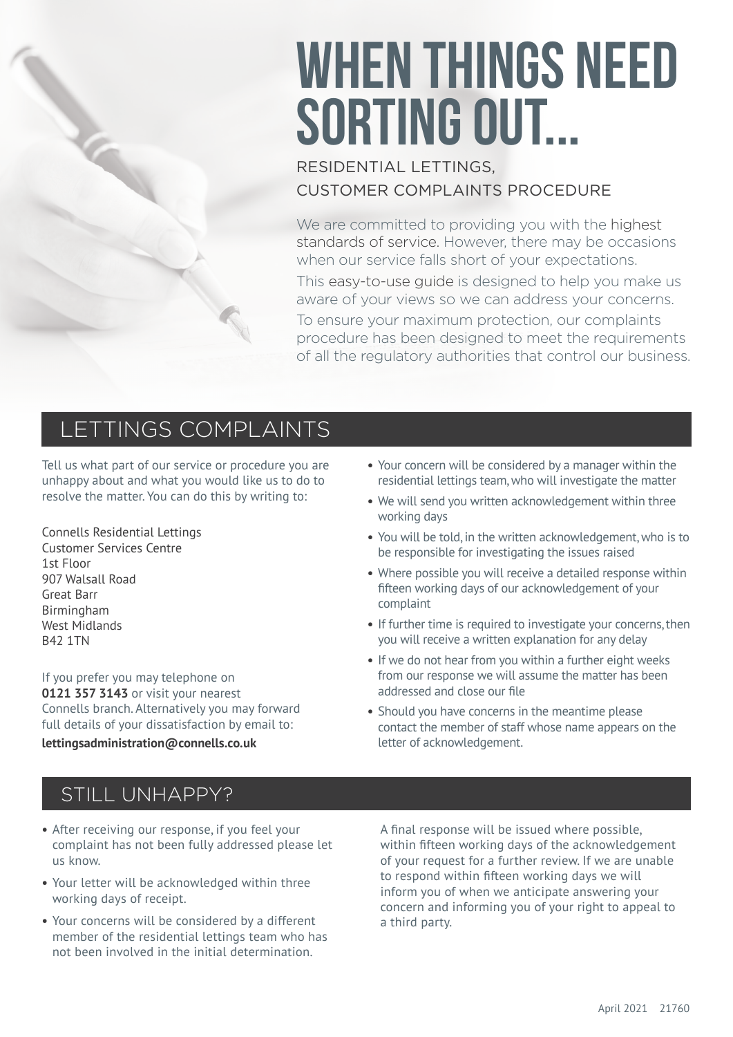# WHEN THINGS NEED SORTING OUT...

RESIDENTIAL LETTINGS,
CUSTOMER COMPLAINTS PROCEDURE

We are committed to providing you with the highest standards of service. However, there may be occasions when our service falls short of your expectations.

This easy-to-use guide is designed to help you make us aware of your views so we can address your concerns.

To ensure your maximum protection, our complaints procedure has been designed to meet the requirements of all the regulatory authorities that control our business.

## LETTINGS COMPLAINTS

Tell us what part of our service or procedure you are unhappy about and what you would like us to do to resolve the matter. You can do this by writing to:

Connells Residential Lettings
Customer Services Centre
1st Floor
907 Walsall Road
Great Barr
Birmingham
West Midlands
B42 1TN

If you prefer you may telephone on **0121 357 3143** or visit your nearest Connells branch. Alternatively you may forward full details of your dissatisfaction by email to:
**lettingsadministration@connells.co.uk**

- Your concern will be considered by a manager within the residential lettings team, who will investigate the matter
- We will send you written acknowledgement within three working days
- You will be told, in the written acknowledgement, who is to be responsible for investigating the issues raised
- Where possible you will receive a detailed response within fifteen working days of our acknowledgement of your complaint
- If further time is required to investigate your concerns, then you will receive a written explanation for any delay
- If we do not hear from you within a further eight weeks from our response we will assume the matter has been addressed and close our file
- Should you have concerns in the meantime please contact the member of staff whose name appears on the letter of acknowledgement.

## STILL UNHAPPY?

- After receiving our response, if you feel your complaint has not been fully addressed please let us know.
- Your letter will be acknowledged within three working days of receipt.
- Your concerns will be considered by a different member of the residential lettings team who has not been involved in the initial determination.

A final response will be issued where possible, within fifteen working days of the acknowledgement of your request for a further review. If we are unable to respond within fifteen working days we will inform you of when we anticipate answering your concern and informing you of your right to appeal to a third party.

April 2021 21760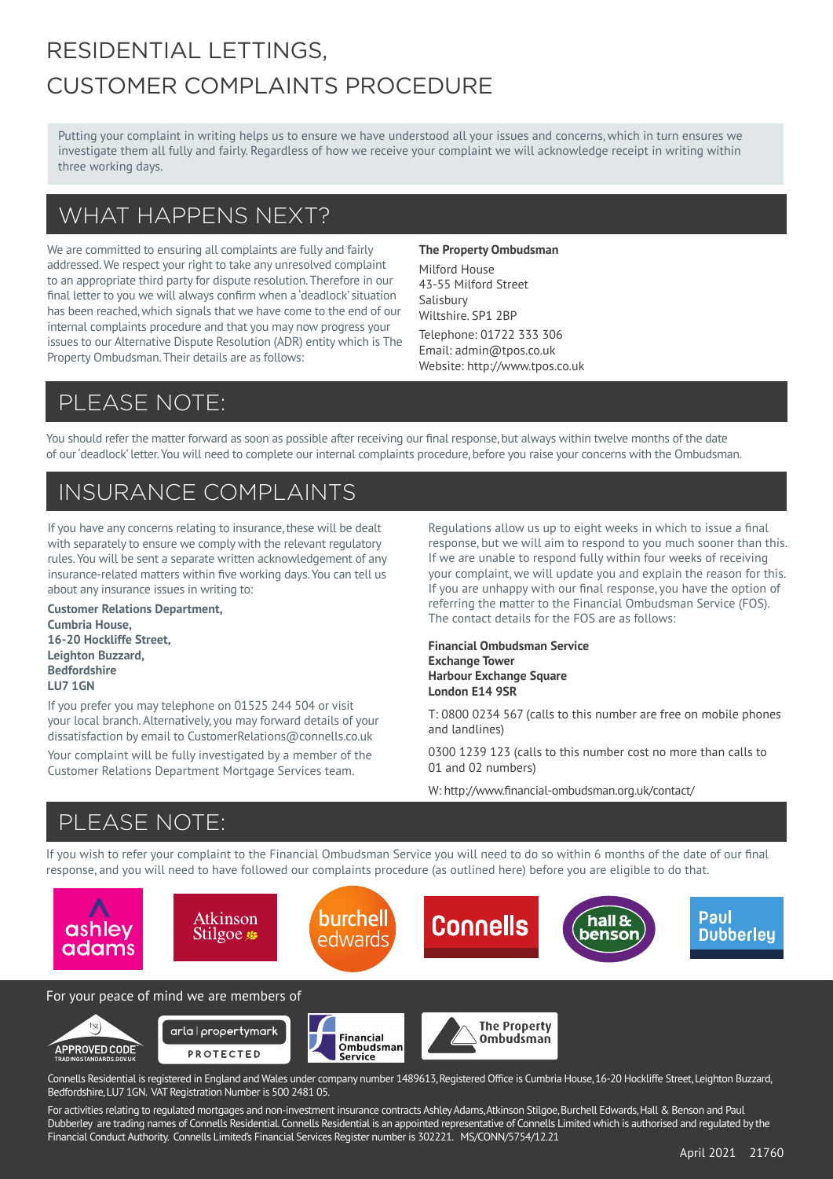# RESIDENTIAL LETTINGS, CUSTOMER COMPLAINTS PROCEDURE

Putting your complaint in writing helps us to ensure we have understood all your issues and concerns, which in turn ensures we investigate them all fully and fairly. Regardless of how we receive your complaint we will acknowledge receipt in writing within three working days.

## WHAT HAPPENS NEXT?

We are committed to ensuring all complaints are fully and fairly addressed. We respect your right to take any unresolved complaint to an appropriate third party for dispute resolution. Therefore in our final letter to you we will always confirm when a 'deadlock' situation has been reached, which signals that we have come to the end of our internal complaints procedure and that you may now progress your issues to our Alternative Dispute Resolution (ADR) entity which is The Property Ombudsman. Their details are as follows:

**The Property Ombudsman**
Milford House
43-55 Milford Street
Salisbury
Wiltshire. SP1 2BP
Telephone: 01722 333 306
Email: admin@tpos.co.uk
Website: http://www.tpos.co.uk

## PLEASE NOTE:

You should refer the matter forward as soon as possible after receiving our final response, but always within twelve months of the date of our 'deadlock' letter. You will need to complete our internal complaints procedure, before you raise your concerns with the Ombudsman.

## INSURANCE COMPLAINTS

If you have any concerns relating to insurance, these will be dealt with separately to ensure we comply with the relevant regulatory rules. You will be sent a separate written acknowledgement of any insurance-related matters within five working days. You can tell us about any insurance issues in writing to:

**Customer Relations Department,**
**Cumbria House,**
**16-20 Hockliffe Street,**
**Leighton Buzzard,**
**Bedfordshire**
**LU7 1GN**

If you prefer you may telephone on 01525 244 504 or visit your local branch. Alternatively, you may forward details of your dissatisfaction by email to CustomerRelations@connells.co.uk

Your complaint will be fully investigated by a member of the Customer Relations Department Mortgage Services team.

Regulations allow us up to eight weeks in which to issue a final response, but we will aim to respond to you much sooner than this. If we are unable to respond fully within four weeks of receiving your complaint, we will update you and explain the reason for this. If you are unhappy with our final response, you have the option of referring the matter to the Financial Ombudsman Service (FOS). The contact details for the FOS are as follows:

**Financial Ombudsman Service**
**Exchange Tower**
**Harbour Exchange Square**
**London E14 9SR**

T: 0800 0234 567 (calls to this number are free on mobile phones and landlines)

0300 1239 123 (calls to this number cost no more than calls to 01 and 02 numbers)

W: http://www.financial-ombudsman.org.uk/contact/

## PLEASE NOTE:

If you wish to refer your complaint to the Financial Ombudsman Service you will need to do so within 6 months of the date of our final response, and you will need to have followed our complaints procedure (as outlined here) before you are eligible to do that.

ashley adams | Atkinson Stilgoe | burchell edwards | Connells | hall & benson | Paul Dubberley

For your peace of mind we are members of

APPROVED CODE TRADINGSTANDARDS.GOV.UK | arla | propertymark PROTECTED | Financial Ombudsman Service | The Property Ombudsman

Connells Residential is registered in England and Wales under company number 1489613, Registered Office is Cumbria House, 16-20 Hockliffe Street, Leighton Buzzard, Bedfordshire, LU7 1GN. VAT Registration Number is 500 2481 05.

For activities relating to regulated mortgages and non-investment insurance contracts Ashley Adams, Atkinson Stilgoe, Burchell Edwards, Hall & Benson and Paul Dubberley are trading names of Connells Residential. Connells Residential is an appointed representative of Connells Limited which is authorised and regulated by the Financial Conduct Authority. Connells Limited's Financial Services Register number is 302221. MS/CONN/5754/12.21

April 2021 21760